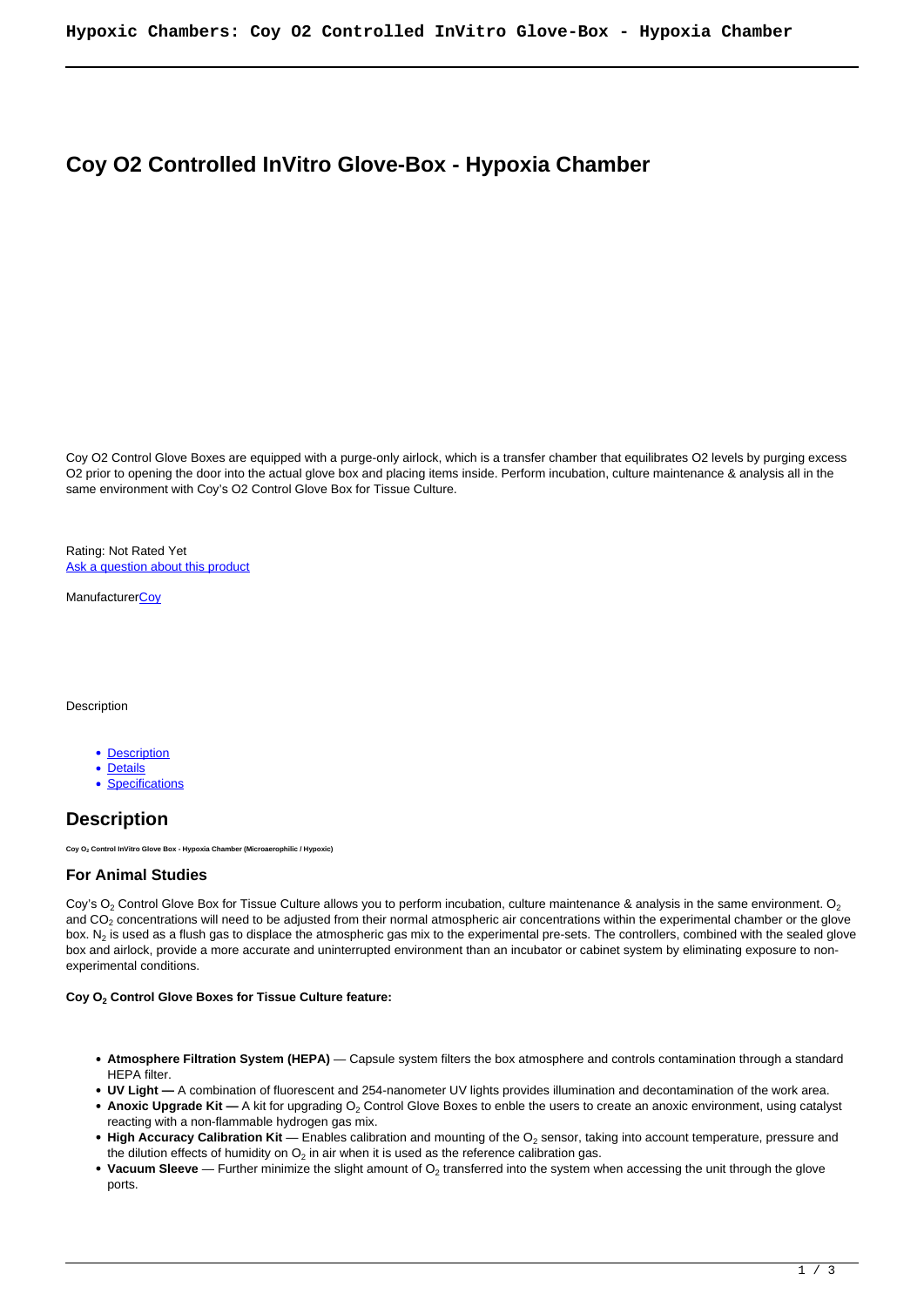# Coy O2 Controlled InVitro Glove-Box - Hypoxia Chamber

Coy O2 Control Glove Boxes are equipped with a purge-only airlock, which is a transfer chamber that equilibrates O2 levels by purging excess O2 prior to opening the door into the actual glove box and placing items inside. Perform incubation, culture maintenance & analysis all in the same environment with Coy's O2 Control Glove Box for Tissue Culture.

Rating: Not Rated Yet
[Ask a question about this product]

Manufacturer[Coy]

Description

- [Description]
- [Details]
- [Specifications]

## Description

**Coy $O_2$ Control InVitro Glove Box - Hypoxia Chamber (Microaerophilic / Hypoxic)**

### For Animal Studies

Coy's $O_2$ Control Glove Box for Tissue Culture allows you to perform incubation, culture maintenance & analysis in the same environment. $O_2$ and $CO_2$ concentrations will need to be adjusted from their normal atmospheric air concentrations within the experimental chamber or the glove box. $N_2$ is used as a flush gas to displace the atmospheric gas mix to the experimental pre-sets. The controllers, combined with the sealed glove box and airlock, provide a more accurate and uninterrupted environment than an incubator or cabinet system by eliminating exposure to non-experimental conditions.

**Coy $O_2$ Control Glove Boxes for Tissue Culture feature:**

- **Atmosphere Filtration System (HEPA)** — Capsule system filters the box atmosphere and controls contamination through a standard HEPA filter.
- **UV Light —** A combination of fluorescent and 254-nanometer UV lights provides illumination and decontamination of the work area.
- **Anoxic Upgrade Kit —** A kit for upgrading $O_2$ Control Glove Boxes to enble the users to create an anoxic environment, using catalyst reacting with a non-flammable hydrogen gas mix.
- **High Accuracy Calibration Kit** — Enables calibration and mounting of the $O_2$ sensor, taking into account temperature, pressure and the dilution effects of humidity on $O_2$ in air when it is used as the reference calibration gas.
- **Vacuum Sleeve** — Further minimize the slight amount of $O_2$ transferred into the system when accessing the unit through the glove ports.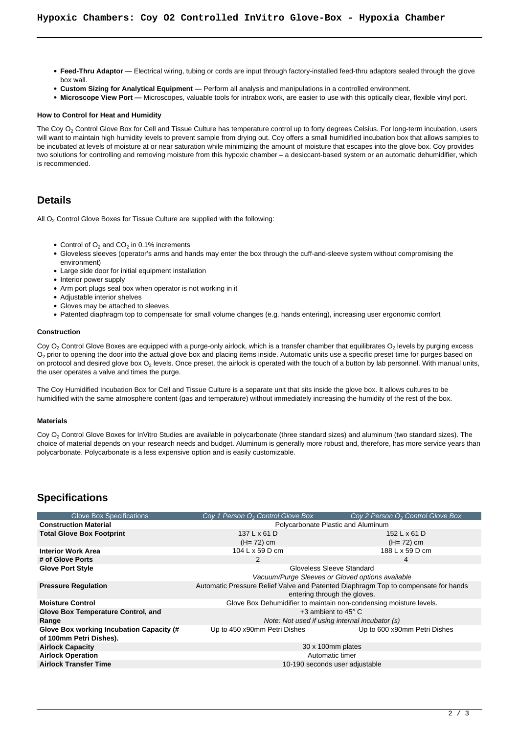- **Feed-Thru Adaptor** — Electrical wiring, tubing or cords are input through factory-installed feed-thru adaptors sealed through the glove box wall.
- **Custom Sizing for Analytical Equipment** — Perform all analysis and manipulations in a controlled environment.
- **Microscope View Port —** Microscopes, valuable tools for intrabox work, are easier to use with this optically clear, flexible vinyl port.

#### How to Control for Heat and Humidity

The Coy $O_2$ Control Glove Box for Cell and Tissue Culture has temperature control up to forty degrees Celsius. For long-term incubation, users will want to maintain high humidity levels to prevent sample from drying out. Coy offers a small humidified incubation box that allows samples to be incubated at levels of moisture at or near saturation while minimizing the amount of moisture that escapes into the glove box. Coy provides two solutions for controlling and removing moisture from this hypoxic chamber – a desiccant-based system or an automatic dehumidifier, which is recommended.

## Details

All $O_2$ Control Glove Boxes for Tissue Culture are supplied with the following:

- Control of $O_2$ and $CO_2$ in 0.1% increments
- Gloveless sleeves (operator's arms and hands may enter the box through the cuff-and-sleeve system without compromising the environment)
- Large side door for initial equipment installation
- Interior power supply
- Arm port plugs seal box when operator is not working in it
- Adjustable interior shelves
- Gloves may be attached to sleeves
- Patented diaphragm top to compensate for small volume changes (e.g. hands entering), increasing user ergonomic comfort

#### Construction

Coy $O_2$ Control Glove Boxes are equipped with a purge-only airlock, which is a transfer chamber that equilibrates $O_2$ levels by purging excess $O_2$ prior to opening the door into the actual glove box and placing items inside. Automatic units use a specific preset time for purges based on on protocol and desired glove box $O_2$ levels. Once preset, the airlock is operated with the touch of a button by lab personnel. With manual units, the user operates a valve and times the purge.

The Coy Humidified Incubation Box for Cell and Tissue Culture is a separate unit that sits inside the glove box. It allows cultures to be humidified with the same atmosphere content (gas and temperature) without immediately increasing the humidity of the rest of the box.

#### Materials

Coy $O_2$ Control Glove Boxes for InVitro Studies are available in polycarbonate (three standard sizes) and aluminum (two standard sizes). The choice of material depends on your research needs and budget. Aluminum is generally more robust and, therefore, has more service years than polycarbonate. Polycarbonate is a less expensive option and is easily customizable.

## Specifications

| Glove Box Specifications | *Coy 1 Person $O_2$ Control Glove Box* | *Coy 2 Person $O_2$ Control Glove Box* |
|---|---|---|
| **Construction Material** | Polycarbonate Plastic and Aluminum | |
| **Total Glove Box Footprint** | 137 L x 61 D (H= 72) cm | 152 L x 61 D (H= 72) cm |
| **Interior Work Area** | 104 L x 59 D cm | 188 L x 59 D cm |
| **# of Glove Ports** | 2 | 4 |
| **Glove Port Style** | Gloveless Sleeve Standard *Vacuum/Purge Sleeves or Gloved options available* | |
| **Pressure Regulation** | Automatic Pressure Relief Valve and Patented Diaphragm Top to compensate for hands entering through the gloves. | |
| **Moisture Control** | Glove Box Dehumidifier to maintain non-condensing moisture levels. | |
| **Glove Box Temperature Control, and Range** | +3 ambient to 45° C *Note: Not used if using internal incubator (s)* | |
| **Glove Box working Incubation Capacity (# of 100mm Petri Dishes).** | Up to 450 x90mm Petri Dishes | Up to 600 x90mm Petri Dishes |
| **Airlock Capacity** | 30 x 100mm plates | |
| **Airlock Operation** | Automatic timer | |
| **Airlock Transfer Time** | 10-190 seconds user adjustable | |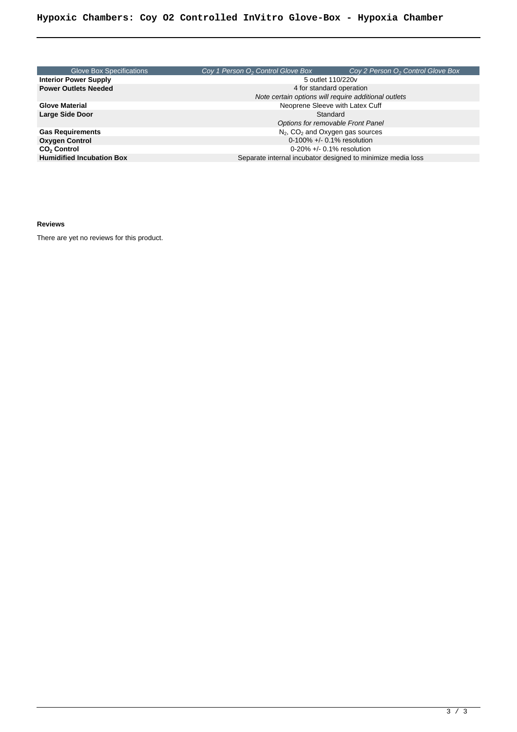| Glove Box Specifications | *Coy 1 Person $O_2$ Control Glove Box* | *Coy 2 Person $O_2$ Control Glove Box* |
|---|---|---|
| **Interior Power Supply** | 5 outlet 110/220v | |
| **Power Outlets Needed** | 4 for standard operation | |
| | *Note certain options will require additional outlets* | |
| **Glove Material** | Neoprene Sleeve with Latex Cuff | |
| **Large Side Door** | Standard | |
| | *Options for removable Front Panel* | |
| **Gas Requirements** | $N_2$, $CO_2$ and Oxygen gas sources | |
| **Oxygen Control** | 0-100% +/- 0.1% resolution | |
| **$CO_2$ Control** | 0-20% +/- 0.1% resolution | |
| **Humidified Incubation Box** | Separate internal incubator designed to minimize media loss | |

**Reviews**

There are yet no reviews for this product.